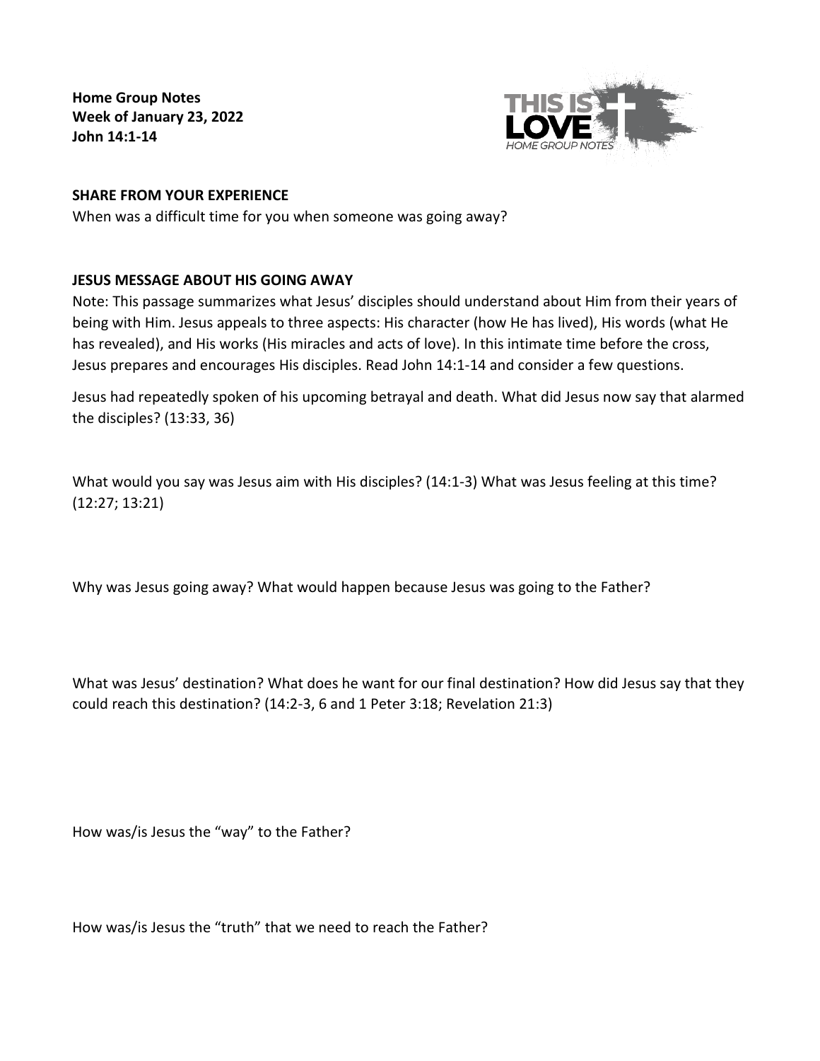**Home Group Notes**
**Week of January 23, 2022**
**John 14:1-14**

THIS IS LOVE
*HOME GROUP NOTES*

**SHARE FROM YOUR EXPERIENCE**

When was a difficult time for you when someone was going away?

**JESUS MESSAGE ABOUT HIS GOING AWAY**

Note: This passage summarizes what Jesus' disciples should understand about Him from their years of being with Him. Jesus appeals to three aspects: His character (how He has lived), His words (what He has revealed), and His works (His miracles and acts of love). In this intimate time before the cross, Jesus prepares and encourages His disciples. Read John 14:1-14 and consider a few questions.

Jesus had repeatedly spoken of his upcoming betrayal and death. What did Jesus now say that alarmed the disciples? (13:33, 36)

What would you say was Jesus aim with His disciples? (14:1-3) What was Jesus feeling at this time? (12:27; 13:21)

Why was Jesus going away? What would happen because Jesus was going to the Father?

What was Jesus' destination? What does he want for our final destination? How did Jesus say that they could reach this destination? (14:2-3, 6 and 1 Peter 3:18; Revelation 21:3)

How was/is Jesus the "way" to the Father?

How was/is Jesus the "truth" that we need to reach the Father?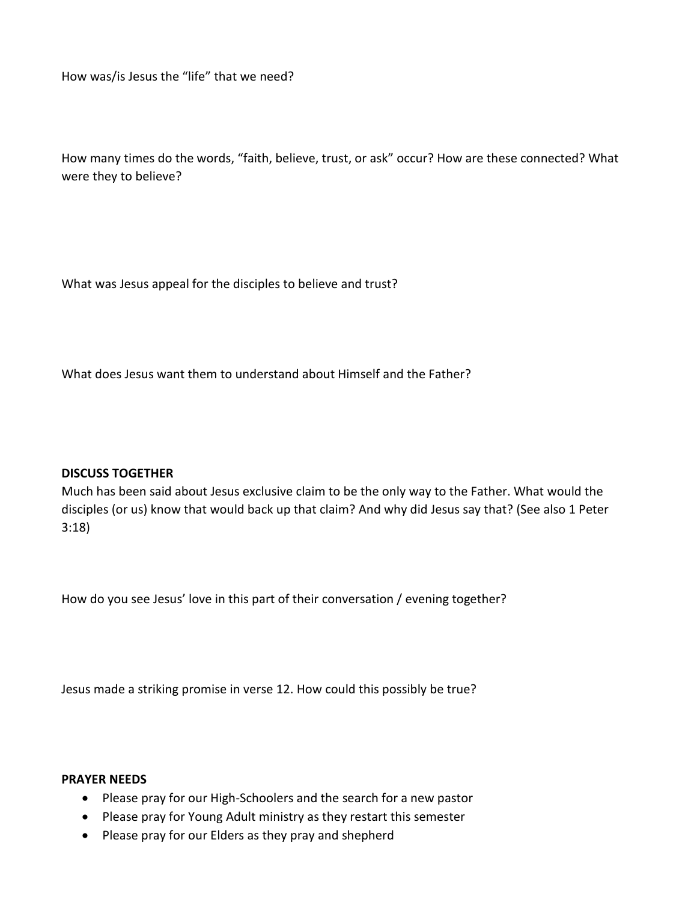How was/is Jesus the “life” that we need?

How many times do the words, “faith, believe, trust, or ask” occur? How are these connected? What were they to believe?

What was Jesus appeal for the disciples to believe and trust?

What does Jesus want them to understand about Himself and the Father?

**DISCUSS TOGETHER**

Much has been said about Jesus exclusive claim to be the only way to the Father. What would the disciples (or us) know that would back up that claim? And why did Jesus say that? (See also 1 Peter 3:18)

How do you see Jesus’ love in this part of their conversation / evening together?

Jesus made a striking promise in verse 12. How could this possibly be true?

**PRAYER NEEDS**

- Please pray for our High-Schoolers and the search for a new pastor
- Please pray for Young Adult ministry as they restart this semester
- Please pray for our Elders as they pray and shepherd